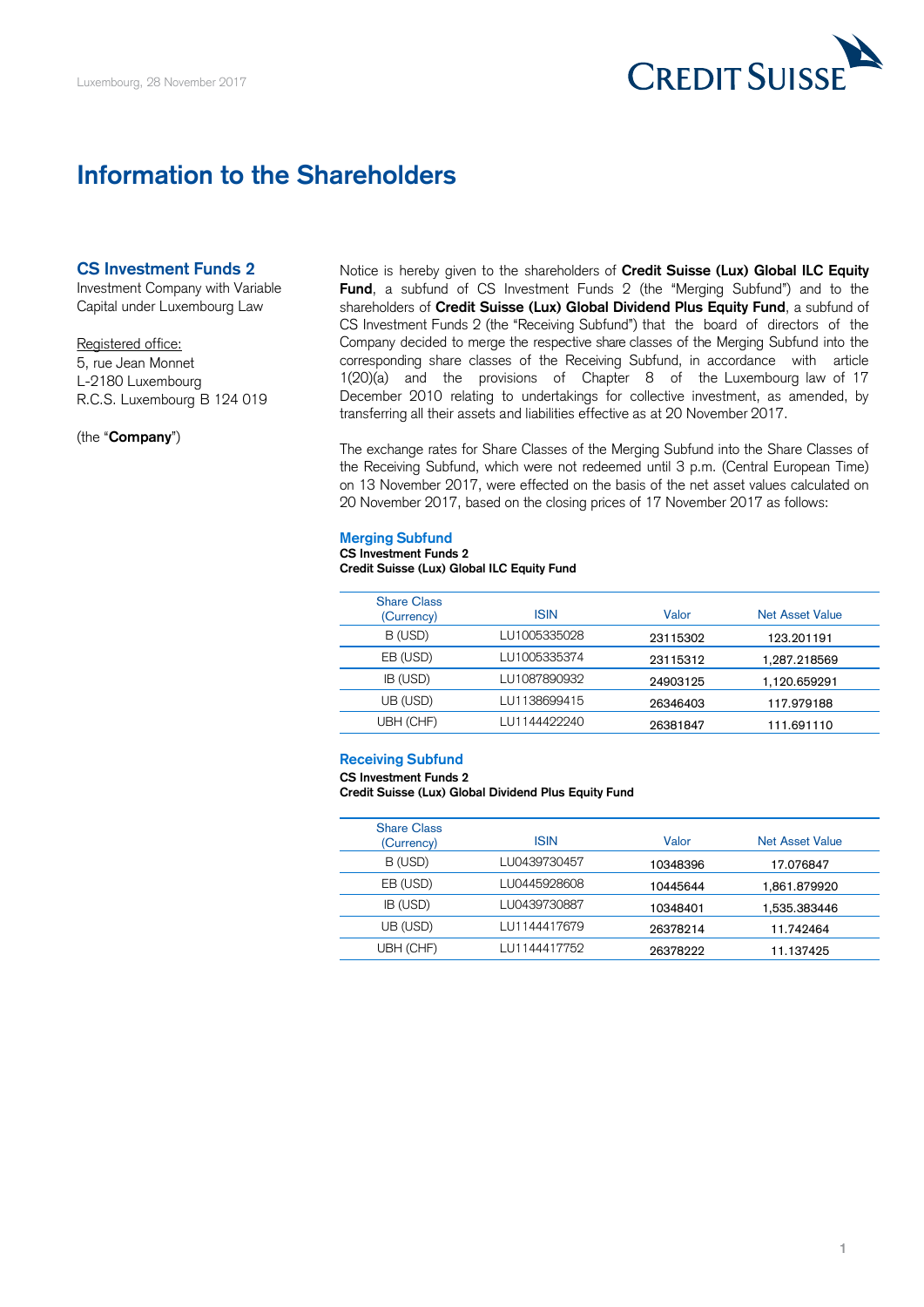Luxembourg, 28 November 2017

CREDIT SUISSE

# Information to the Shareholders

## CS Investment Funds 2

Investment Company with Variable Capital under Luxembourg Law

Registered office:
5, rue Jean Monnet
L-2180 Luxembourg
R.C.S. Luxembourg B 124 019

(the "**Company**")

Notice is hereby given to the shareholders of **Credit Suisse (Lux) Global ILC Equity Fund**, a subfund of CS Investment Funds 2 (the "Merging Subfund") and to the shareholders of **Credit Suisse (Lux) Global Dividend Plus Equity Fund**, a subfund of CS Investment Funds 2 (the "Receiving Subfund") that the board of directors of the Company decided to merge the respective share classes of the Merging Subfund into the corresponding share classes of the Receiving Subfund, in accordance with article 1(20)(a) and the provisions of Chapter 8 of the Luxembourg law of 17 December 2010 relating to undertakings for collective investment, as amended, by transferring all their assets and liabilities effective as at 20 November 2017.

The exchange rates for Share Classes of the Merging Subfund into the Share Classes of the Receiving Subfund, which were not redeemed until 3 p.m. (Central European Time) on 13 November 2017, were effected on the basis of the net asset values calculated on 20 November 2017, based on the closing prices of 17 November 2017 as follows:

### Merging Subfund

**CS Investment Funds 2**
**Credit Suisse (Lux) Global ILC Equity Fund**

| Share Class (Currency) | ISIN | Valor | Net Asset Value |
|---|---|---|---|
| B (USD) | LU1005335028 | 23115302 | 123.201191 |
| EB (USD) | LU1005335374 | 23115312 | 1,287.218569 |
| IB (USD) | LU1087890932 | 24903125 | 1,120.659291 |
| UB (USD) | LU1138699415 | 26346403 | 117.979188 |
| UBH (CHF) | LU1144422240 | 26381847 | 111.691110 |

### Receiving Subfund

**CS Investment Funds 2**
**Credit Suisse (Lux) Global Dividend Plus Equity Fund**

| Share Class (Currency) | ISIN | Valor | Net Asset Value |
|---|---|---|---|
| B (USD) | LU0439730457 | 10348396 | 17.076847 |
| EB (USD) | LU0445928608 | 10445644 | 1,861.879920 |
| IB (USD) | LU0439730887 | 10348401 | 1,535.383446 |
| UB (USD) | LU1144417679 | 26378214 | 11.742464 |
| UBH (CHF) | LU1144417752 | 26378222 | 11.137425 |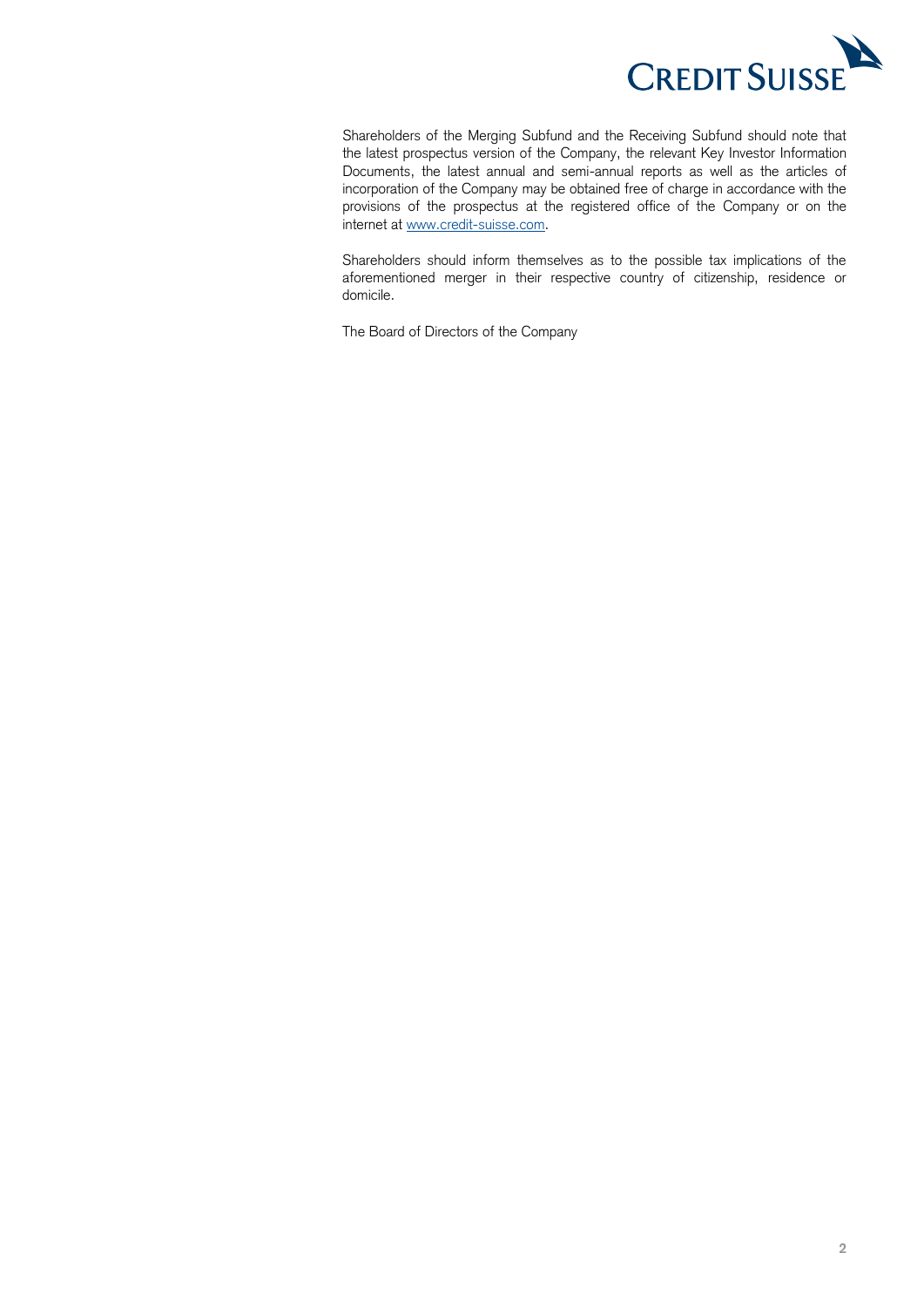Shareholders of the Merging Subfund and the Receiving Subfund should note that the latest prospectus version of the Company, the relevant Key Investor Information Documents, the latest annual and semi-annual reports as well as the articles of incorporation of the Company may be obtained free of charge in accordance with the provisions of the prospectus at the registered office of the Company or on the internet at [www.credit-suisse.com](http://www.credit-suisse.com).

Shareholders should inform themselves as to the possible tax implications of the aforementioned merger in their respective country of citizenship, residence or domicile.

The Board of Directors of the Company